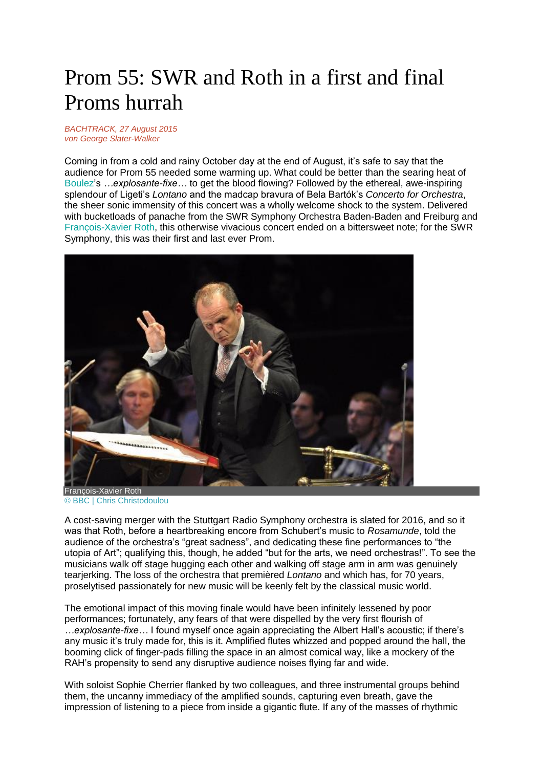# Prom 55: SWR and Roth in a first and final Proms hurrah

*BACHTRACK, 27 August 2015*
*von George Slater-Walker*

Coming in from a cold and rainy October day at the end of August, it's safe to say that the audience for Prom 55 needed some warming up. What could be better than the searing heat of Boulez's *…explosante-fixe…* to get the blood flowing? Followed by the ethereal, awe-inspiring splendour of Ligeti's *Lontano* and the madcap bravura of Bela Bartók's *Concerto for Orchestra*, the sheer sonic immensity of this concert was a wholly welcome shock to the system. Delivered with bucketloads of panache from the SWR Symphony Orchestra Baden-Baden and Freiburg and François-Xavier Roth, this otherwise vivacious concert ended on a bittersweet note; for the SWR Symphony, this was their first and last ever Prom.

François-Xavier Roth
© BBC | Chris Christodoulou

A cost-saving merger with the Stuttgart Radio Symphony orchestra is slated for 2016, and so it was that Roth, before a heartbreaking encore from Schubert's music to *Rosamunde*, told the audience of the orchestra's "great sadness", and dedicating these fine performances to "the utopia of Art"; qualifying this, though, he added "but for the arts, we need orchestras!". To see the musicians walk off stage hugging each other and walking off stage arm in arm was genuinely tearjerking. The loss of the orchestra that premièred *Lontano* and which has, for 70 years, proselytised passionately for new music will be keenly felt by the classical music world.

The emotional impact of this moving finale would have been infinitely lessened by poor performances; fortunately, any fears of that were dispelled by the very first flourish of *…explosante-fixe…* I found myself once again appreciating the Albert Hall's acoustic; if there's any music it's truly made for, this is it. Amplified flutes whizzed and popped around the hall, the booming click of finger-pads filling the space in an almost comical way, like a mockery of the RAH's propensity to send any disruptive audience noises flying far and wide.

With soloist Sophie Cherrier flanked by two colleagues, and three instrumental groups behind them, the uncanny immediacy of the amplified sounds, capturing even breath, gave the impression of listening to a piece from inside a gigantic flute. If any of the masses of rhythmic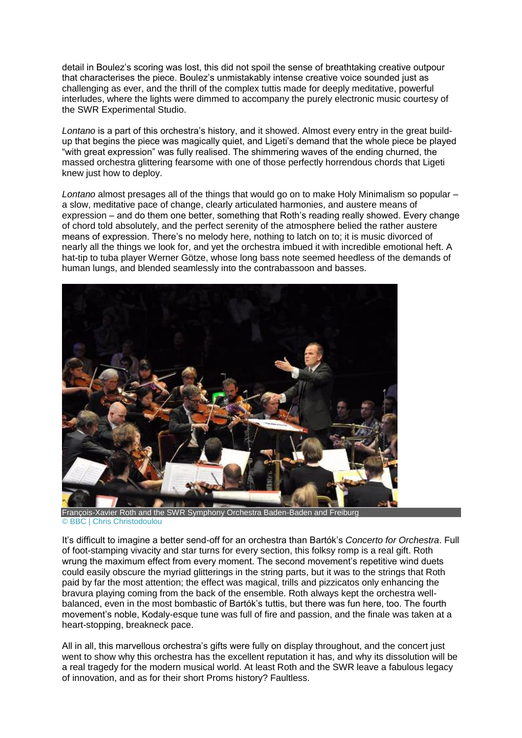detail in Boulez's scoring was lost, this did not spoil the sense of breathtaking creative outpour that characterises the piece. Boulez's unmistakably intense creative voice sounded just as challenging as ever, and the thrill of the complex tuttis made for deeply meditative, powerful interludes, where the lights were dimmed to accompany the purely electronic music courtesy of the SWR Experimental Studio.

*Lontano* is a part of this orchestra's history, and it showed. Almost every entry in the great build-up that begins the piece was magically quiet, and Ligeti's demand that the whole piece be played "with great expression" was fully realised. The shimmering waves of the ending churned, the massed orchestra glittering fearsome with one of those perfectly horrendous chords that Ligeti knew just how to deploy.

*Lontano* almost presages all of the things that would go on to make Holy Minimalism so popular – a slow, meditative pace of change, clearly articulated harmonies, and austere means of expression – and do them one better, something that Roth's reading really showed. Every change of chord told absolutely, and the perfect serenity of the atmosphere belied the rather austere means of expression. There's no melody here, nothing to latch on to; it is music divorced of nearly all the things we look for, and yet the orchestra imbued it with incredible emotional heft. A hat-tip to tuba player Werner Götze, whose long bass note seemed heedless of the demands of human lungs, and blended seamlessly into the contrabassoon and basses.

François-Xavier Roth and the SWR Symphony Orchestra Baden-Baden and Freiburg
© BBC | Chris Christodoulou

It's difficult to imagine a better send-off for an orchestra than Bartók's *Concerto for Orchestra*. Full of foot-stamping vivacity and star turns for every section, this folksy romp is a real gift. Roth wrung the maximum effect from every moment. The second movement's repetitive wind duets could easily obscure the myriad glitterings in the string parts, but it was to the strings that Roth paid by far the most attention; the effect was magical, trills and pizzicatos only enhancing the bravura playing coming from the back of the ensemble. Roth always kept the orchestra well-balanced, even in the most bombastic of Bartók's tuttis, but there was fun here, too. The fourth movement's noble, Kodaly-esque tune was full of fire and passion, and the finale was taken at a heart-stopping, breakneck pace.

All in all, this marvellous orchestra's gifts were fully on display throughout, and the concert just went to show why this orchestra has the excellent reputation it has, and why its dissolution will be a real tragedy for the modern musical world. At least Roth and the SWR leave a fabulous legacy of innovation, and as for their short Proms history? Faultless.